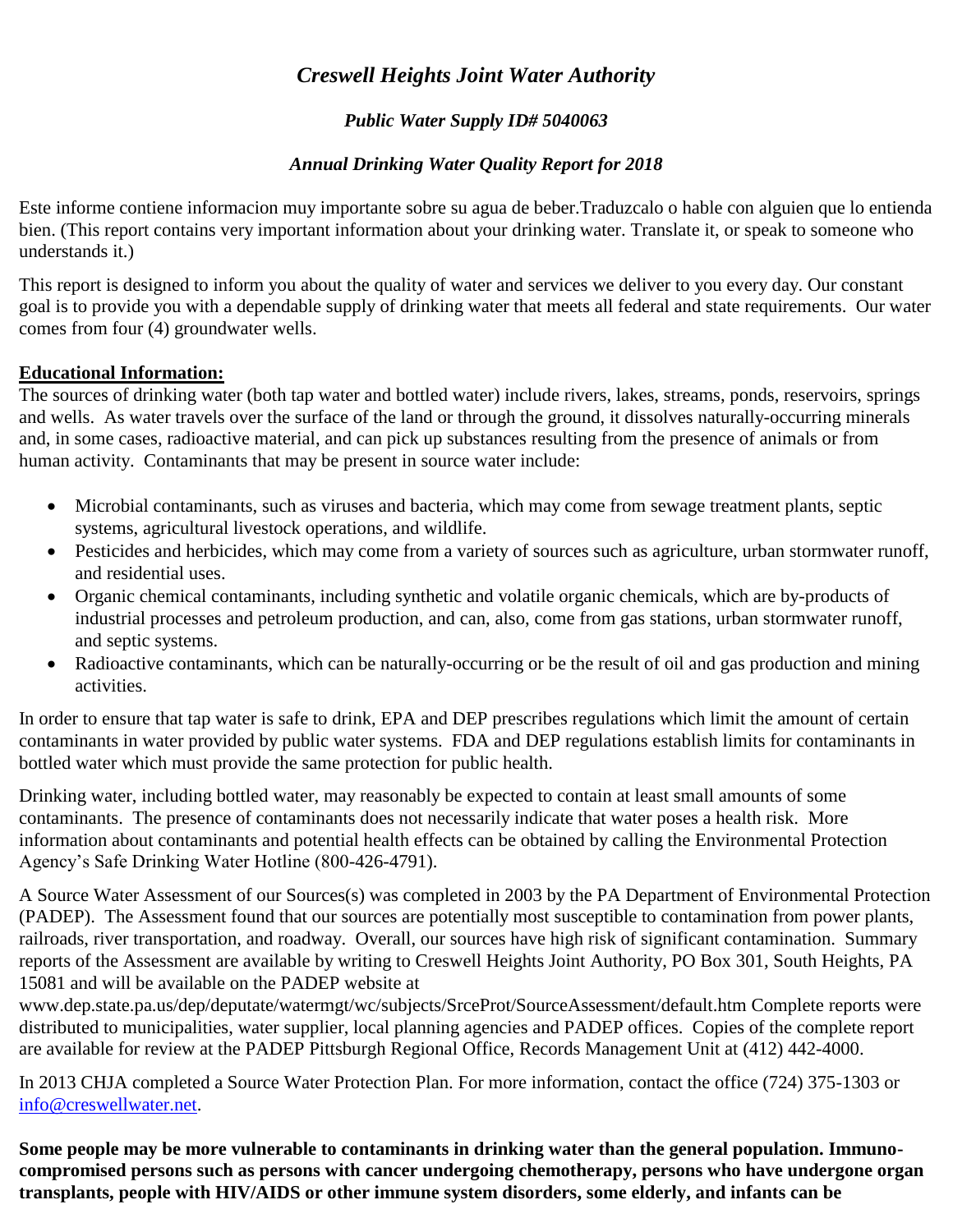# *Creswell Heights Joint Water Authority*

## *Public Water Supply ID# 5040063*

## *Annual Drinking Water Quality Report for 2018*

Este informe contiene informacion muy importante sobre su agua de beber.Traduzcalo o hable con alguien que lo entienda bien. (This report contains very important information about your drinking water. Translate it, or speak to someone who understands it.)

This report is designed to inform you about the quality of water and services we deliver to you every day. Our constant goal is to provide you with a dependable supply of drinking water that meets all federal and state requirements. Our water comes from four (4) groundwater wells.

**Educational Information:**

The sources of drinking water (both tap water and bottled water) include rivers, lakes, streams, ponds, reservoirs, springs and wells. As water travels over the surface of the land or through the ground, it dissolves naturally-occurring minerals and, in some cases, radioactive material, and can pick up substances resulting from the presence of animals or from human activity. Contaminants that may be present in source water include:

- Microbial contaminants, such as viruses and bacteria, which may come from sewage treatment plants, septic systems, agricultural livestock operations, and wildlife.
- Pesticides and herbicides, which may come from a variety of sources such as agriculture, urban stormwater runoff, and residential uses.
- Organic chemical contaminants, including synthetic and volatile organic chemicals, which are by-products of industrial processes and petroleum production, and can, also, come from gas stations, urban stormwater runoff, and septic systems.
- Radioactive contaminants, which can be naturally-occurring or be the result of oil and gas production and mining activities.

In order to ensure that tap water is safe to drink, EPA and DEP prescribes regulations which limit the amount of certain contaminants in water provided by public water systems. FDA and DEP regulations establish limits for contaminants in bottled water which must provide the same protection for public health.

Drinking water, including bottled water, may reasonably be expected to contain at least small amounts of some contaminants. The presence of contaminants does not necessarily indicate that water poses a health risk. More information about contaminants and potential health effects can be obtained by calling the Environmental Protection Agency's Safe Drinking Water Hotline (800-426-4791).

A Source Water Assessment of our Sources(s) was completed in 2003 by the PA Department of Environmental Protection (PADEP). The Assessment found that our sources are potentially most susceptible to contamination from power plants, railroads, river transportation, and roadway. Overall, our sources have high risk of significant contamination. Summary reports of the Assessment are available by writing to Creswell Heights Joint Authority, PO Box 301, South Heights, PA 15081 and will be available on the PADEP website at www.dep.state.pa.us/dep/deputate/watermgt/wc/subjects/SrceProt/SourceAssessment/default.htm Complete reports were distributed to municipalities, water supplier, local planning agencies and PADEP offices. Copies of the complete report are available for review at the PADEP Pittsburgh Regional Office, Records Management Unit at (412) 442-4000.

In 2013 CHJA completed a Source Water Protection Plan. For more information, contact the office (724) 375-1303 or info@creswellwater.net.

**Some people may be more vulnerable to contaminants in drinking water than the general population. Immuno-compromised persons such as persons with cancer undergoing chemotherapy, persons who have undergone organ transplants, people with HIV/AIDS or other immune system disorders, some elderly, and infants can be**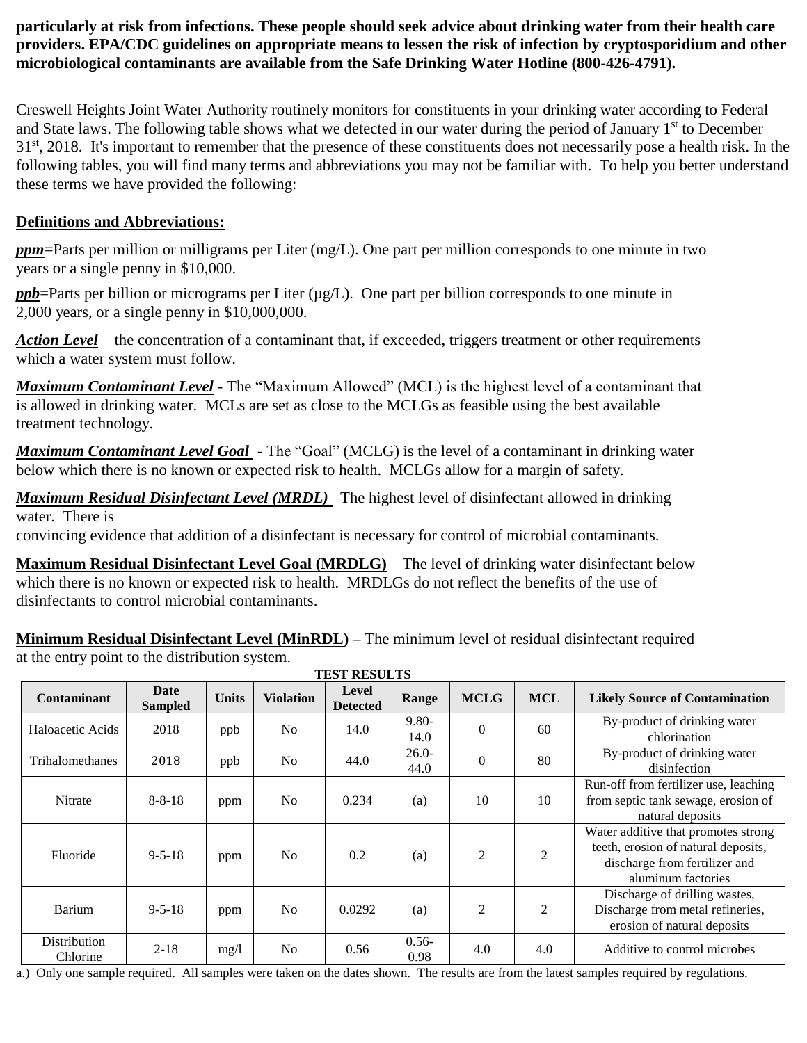**particularly at risk from infections. These people should seek advice about drinking water from their health care providers. EPA/CDC guidelines on appropriate means to lessen the risk of infection by cryptosporidium and other microbiological contaminants are available from the Safe Drinking Water Hotline (800-426-4791).**

Creswell Heights Joint Water Authority routinely monitors for constituents in your drinking water according to Federal and State laws. The following table shows what we detected in our water during the period of January 1st to December 31st, 2018. It's important to remember that the presence of these constituents does not necessarily pose a health risk. In the following tables, you will find many terms and abbreviations you may not be familiar with. To help you better understand these terms we have provided the following:

**Definitions and Abbreviations:**

***ppm***=Parts per million or milligrams per Liter (mg/L). One part per million corresponds to one minute in two years or a single penny in $10,000.

***ppb***=Parts per billion or micrograms per Liter (µg/L). One part per billion corresponds to one minute in 2,000 years, or a single penny in $10,000,000.

***Action Level*** – the concentration of a contaminant that, if exceeded, triggers treatment or other requirements which a water system must follow.

***Maximum Contaminant Level*** - The "Maximum Allowed" (MCL) is the highest level of a contaminant that is allowed in drinking water. MCLs are set as close to the MCLGs as feasible using the best available treatment technology.

***Maximum Contaminant Level Goal*** - The "Goal" (MCLG) is the level of a contaminant in drinking water below which there is no known or expected risk to health. MCLGs allow for a margin of safety.

***Maximum Residual Disinfectant Level (MRDL)*** –The highest level of disinfectant allowed in drinking water. There is
convincing evidence that addition of a disinfectant is necessary for control of microbial contaminants.

**Maximum Residual Disinfectant Level Goal (MRDLG)** – The level of drinking water disinfectant below which there is no known or expected risk to health. MRDLGs do not reflect the benefits of the use of disinfectants to control microbial contaminants.

**Minimum Residual Disinfectant Level (MinRDL) –** The minimum level of residual disinfectant required at the entry point to the distribution system.

**TEST RESULTS**

| Contaminant | Date Sampled | Units | Violation | Level Detected | Range | MCLG | MCL | Likely Source of Contamination |
|---|---|---|---|---|---|---|---|---|
| Haloacetic Acids | 2018 | ppb | No | 14.0 | 9.80-14.0 | 0 | 60 | By-product of drinking water chlorination |
| Trihalomethanes | 2018 | ppb | No | 44.0 | 26.0-44.0 | 0 | 80 | By-product of drinking water disinfection |
| Nitrate | 8-8-18 | ppm | No | 0.234 | (a) | 10 | 10 | Run-off from fertilizer use, leaching from septic tank sewage, erosion of natural deposits |
| Fluoride | 9-5-18 | ppm | No | 0.2 | (a) | 2 | 2 | Water additive that promotes strong teeth, erosion of natural deposits, discharge from fertilizer and aluminum factories |
| Barium | 9-5-18 | ppm | No | 0.0292 | (a) | 2 | 2 | Discharge of drilling wastes, Discharge from metal refineries, erosion of natural deposits |
| Distribution Chlorine | 2-18 | mg/l | No | 0.56 | 0.56-0.98 | 4.0 | 4.0 | Additive to control microbes |

a.) Only one sample required. All samples were taken on the dates shown. The results are from the latest samples required by regulations.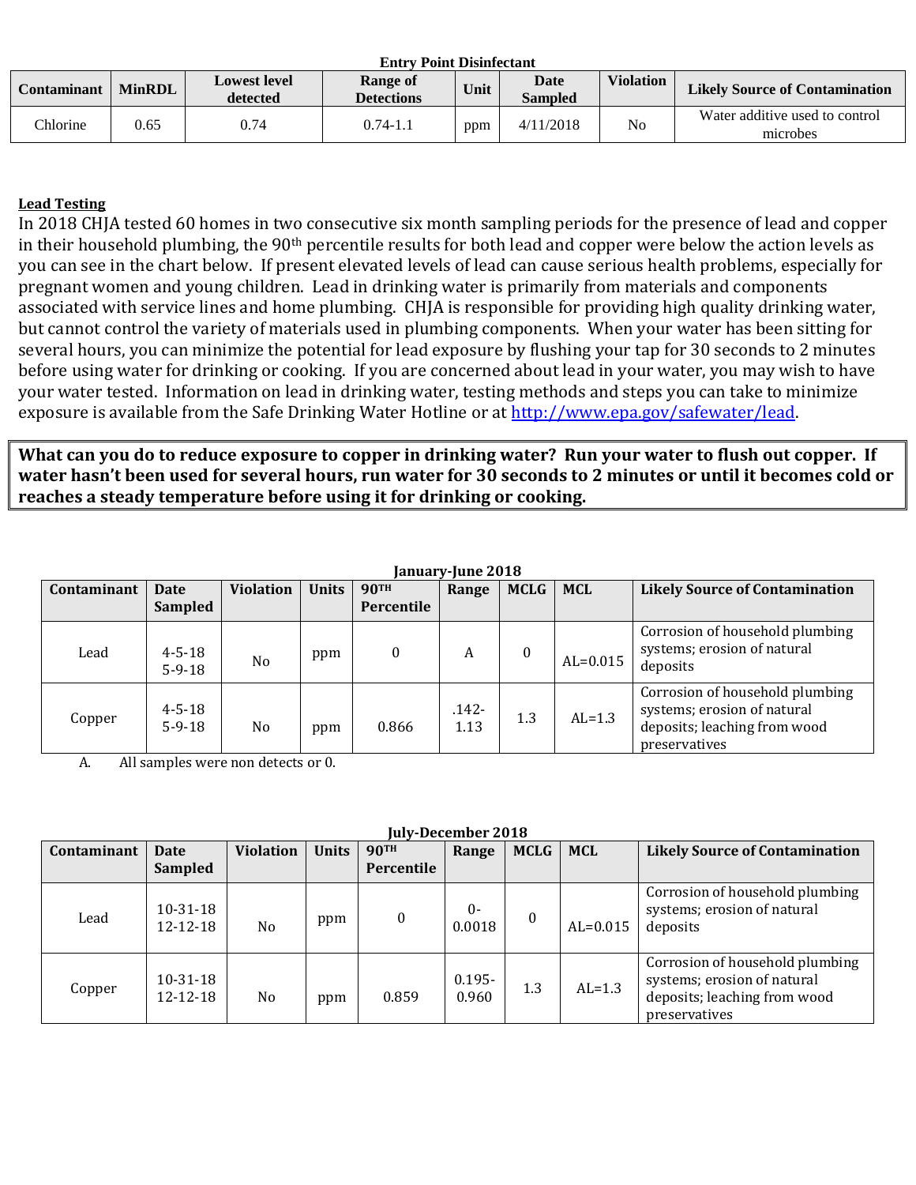**Entry Point Disinfectant**

| Contaminant | MinRDL | Lowest level detected | Range of Detections | Unit | Date Sampled | Violation | Likely Source of Contamination |
|---|---|---|---|---|---|---|---|
| Chlorine | 0.65 | 0.74 | 0.74-1.1 | ppm | 4/11/2018 | No | Water additive used to control microbes |

**Lead Testing**

In 2018 CHJA tested 60 homes in two consecutive six month sampling periods for the presence of lead and copper in their household plumbing, the 90th percentile results for both lead and copper were below the action levels as you can see in the chart below. If present elevated levels of lead can cause serious health problems, especially for pregnant women and young children. Lead in drinking water is primarily from materials and components associated with service lines and home plumbing. CHJA is responsible for providing high quality drinking water, but cannot control the variety of materials used in plumbing components. When your water has been sitting for several hours, you can minimize the potential for lead exposure by flushing your tap for 30 seconds to 2 minutes before using water for drinking or cooking. If you are concerned about lead in your water, you may wish to have your water tested. Information on lead in drinking water, testing methods and steps you can take to minimize exposure is available from the Safe Drinking Water Hotline or at http://www.epa.gov/safewater/lead.

**What can you do to reduce exposure to copper in drinking water? Run your water to flush out copper. If water hasn't been used for several hours, run water for 30 seconds to 2 minutes or until it becomes cold or reaches a steady temperature before using it for drinking or cooking.**

**January-June 2018**

| Contaminant | Date Sampled | Violation | Units | 90TH Percentile | Range | MCLG | MCL | Likely Source of Contamination |
|---|---|---|---|---|---|---|---|---|
| Lead | 4-5-18 5-9-18 | No | ppm | 0 | A | 0 | AL=0.015 | Corrosion of household plumbing systems; erosion of natural deposits |
| Copper | 4-5-18 5-9-18 | No | ppm | 0.866 | .142-1.13 | 1.3 | AL=1.3 | Corrosion of household plumbing systems; erosion of natural deposits; leaching from wood preservatives |

A. All samples were non detects or 0.

**July-December 2018**

| Contaminant | Date Sampled | Violation | Units | 90TH Percentile | Range | MCLG | MCL | Likely Source of Contamination |
|---|---|---|---|---|---|---|---|---|
| Lead | 10-31-18 12-12-18 | No | ppm | 0 | 0-0.0018 | 0 | AL=0.015 | Corrosion of household plumbing systems; erosion of natural deposits |
| Copper | 10-31-18 12-12-18 | No | ppm | 0.859 | 0.195-0.960 | 1.3 | AL=1.3 | Corrosion of household plumbing systems; erosion of natural deposits; leaching from wood preservatives |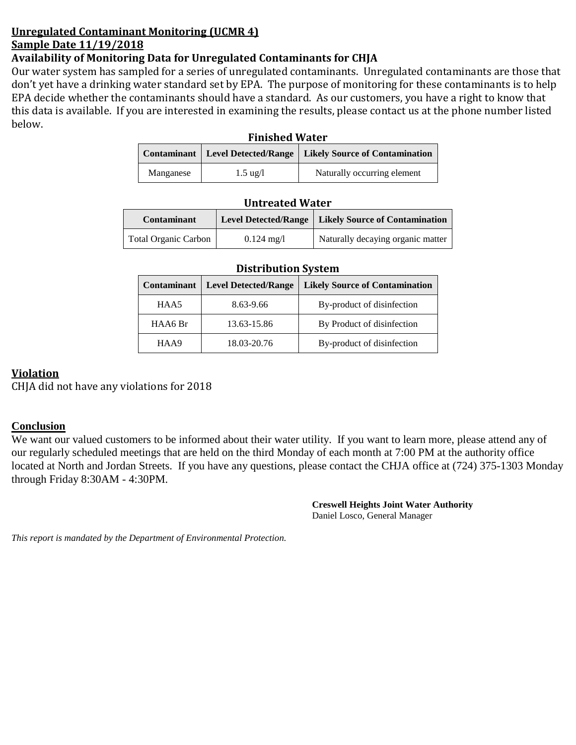**Unregulated Contaminant Monitoring (UCMR 4)**
**Sample Date 11/19/2018**

**Availability of Monitoring Data for Unregulated Contaminants for CHJA**

Our water system has sampled for a series of unregulated contaminants. Unregulated contaminants are those that don't yet have a drinking water standard set by EPA. The purpose of monitoring for these contaminants is to help EPA decide whether the contaminants should have a standard. As our customers, you have a right to know that this data is available. If you are interested in examining the results, please contact us at the phone number listed below.

**Finished Water**

| Contaminant | Level Detected/Range | Likely Source of Contamination |
|---|---|---|
| Manganese | 1.5 ug/l | Naturally occurring element |

**Untreated Water**

| Contaminant | Level Detected/Range | Likely Source of Contamination |
|---|---|---|
| Total Organic Carbon | 0.124 mg/l | Naturally decaying organic matter |

**Distribution System**

| Contaminant | Level Detected/Range | Likely Source of Contamination |
|---|---|---|
| HAA5 | 8.63-9.66 | By-product of disinfection |
| HAA6 Br | 13.63-15.86 | By Product of disinfection |
| HAA9 | 18.03-20.76 | By-product of disinfection |

**Violation**

CHJA did not have any violations for 2018

**Conclusion**

We want our valued customers to be informed about their water utility. If you want to learn more, please attend any of our regularly scheduled meetings that are held on the third Monday of each month at 7:00 PM at the authority office located at North and Jordan Streets. If you have any questions, please contact the CHJA office at (724) 375-1303 Monday through Friday 8:30AM - 4:30PM.

**Creswell Heights Joint Water Authority**
Daniel Losco, General Manager

*This report is mandated by the Department of Environmental Protection.*